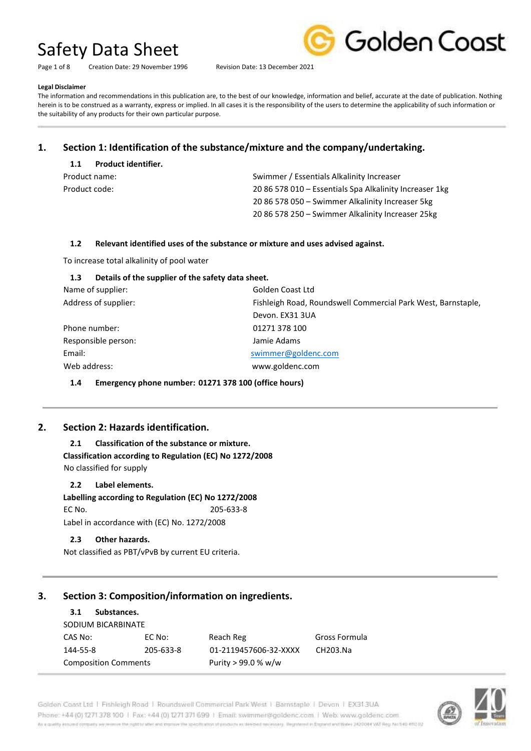# Safety Data Sheet

Creation Date: 29 November 1996 Revision Date: 13 December 2021

**Legal Disclaimer**

The information and recommendations in this publication are, to the best of our knowledge, information and belief, accurate at the date of publication. Nothing herein is to be construed as a warranty, express or implied. In all cases it is the responsibility of the users to determine the applicability of such information or the suitability of any products for their own particular purpose.

## 1. Section 1: Identification of the substance/mixture and the company/undertaking.

### 1.1 Product identifier.

| | |
|---|---|
| Product name: | Swimmer / Essentials Alkalinity Increaser |
| Product code: | 20 86 578 010 – Essentials Spa Alkalinity Increaser 1kg |
| | 20 86 578 050 – Swimmer Alkalinity Increaser 5kg |
| | 20 86 578 250 – Swimmer Alkalinity Increaser 25kg |

### 1.2 Relevant identified uses of the substance or mixture and uses advised against.

To increase total alkalinity of pool water

### 1.3 Details of the supplier of the safety data sheet.

| | |
|---|---|
| Name of supplier: | Golden Coast Ltd |
| Address of supplier: | Fishleigh Road, Roundswell Commercial Park West, Barnstaple, Devon. EX31 3UA |
| Phone number: | 01271 378 100 |
| Responsible person: | Jamie Adams |
| Email: | swimmer@goldenc.com |
| Web address: | www.goldenc.com |

### 1.4 Emergency phone number: 01271 378 100 (office hours)

## 2. Section 2: Hazards identification.

### 2.1 Classification of the substance or mixture.

**Classification according to Regulation (EC) No 1272/2008**

No classified for supply

### 2.2 Label elements.

**Labelling according to Regulation (EC) No 1272/2008**

EC No. 205-633-8

Label in accordance with (EC) No. 1272/2008

### 2.3 Other hazards.

Not classified as PBT/vPvB by current EU criteria.

## 3. Section 3: Composition/information on ingredients.

### 3.1 Substances.

SODIUM BICARBINATE

| CAS No: | EC No: | Reach Reg | Gross Formula |
|---|---|---|---|
| 144-55-8 | 205-633-8 | 01-2119457606-32-XXXX | CH2O3.Na |
| Composition Comments | | Purity > 99.0 % w/w | |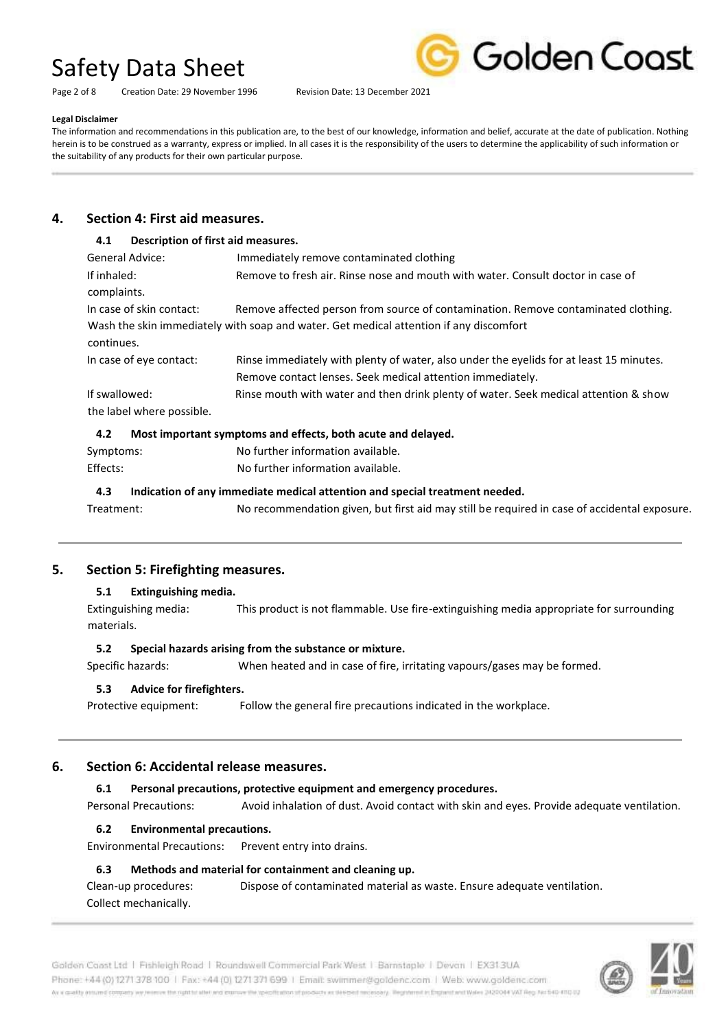**Legal Disclaimer**

The information and recommendations in this publication are, to the best of our knowledge, information and belief, accurate at the date of publication. Nothing herein is to be construed as a warranty, express or implied. In all cases it is the responsibility of the users to determine the applicability of such information or the suitability of any products for their own particular purpose.

## 4. Section 4: First aid measures.

### 4.1 Description of first aid measures.

General Advice: Immediately remove contaminated clothing

If inhaled: Remove to fresh air. Rinse nose and mouth with water. Consult doctor in case of complaints.

In case of skin contact: Remove affected person from source of contamination. Remove contaminated clothing. Wash the skin immediately with soap and water. Get medical attention if any discomfort continues.

In case of eye contact: Rinse immediately with plenty of water, also under the eyelids for at least 15 minutes. Remove contact lenses. Seek medical attention immediately.

If swallowed: Rinse mouth with water and then drink plenty of water. Seek medical attention & show the label where possible.

### 4.2 Most important symptoms and effects, both acute and delayed.

Symptoms: No further information available.

Effects: No further information available.

### 4.3 Indication of any immediate medical attention and special treatment needed.

Treatment: No recommendation given, but first aid may still be required in case of accidental exposure.

## 5. Section 5: Firefighting measures.

### 5.1 Extinguishing media.

Extinguishing media: This product is not flammable. Use fire-extinguishing media appropriate for surrounding materials.

### 5.2 Special hazards arising from the substance or mixture.

Specific hazards: When heated and in case of fire, irritating vapours/gases may be formed.

### 5.3 Advice for firefighters.

Protective equipment: Follow the general fire precautions indicated in the workplace.

## 6. Section 6: Accidental release measures.

### 6.1 Personal precautions, protective equipment and emergency procedures.

Personal Precautions: Avoid inhalation of dust. Avoid contact with skin and eyes. Provide adequate ventilation.

### 6.2 Environmental precautions.

Environmental Precautions: Prevent entry into drains.

### 6.3 Methods and material for containment and cleaning up.

Clean-up procedures: Dispose of contaminated material as waste. Ensure adequate ventilation. Collect mechanically.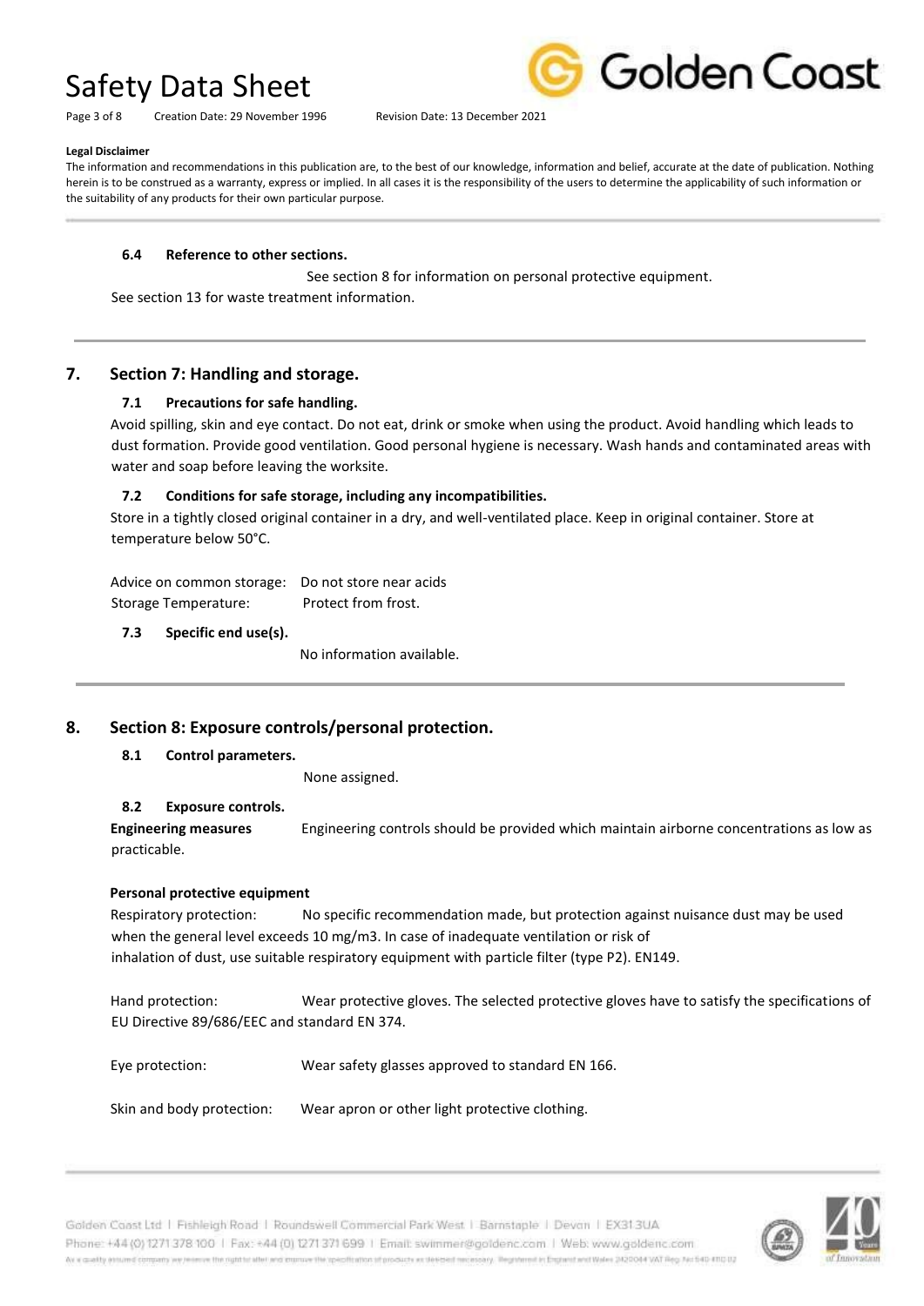**Legal Disclaimer**

The information and recommendations in this publication are, to the best of our knowledge, information and belief, accurate at the date of publication. Nothing herein is to be construed as a warranty, express or implied. In all cases it is the responsibility of the users to determine the applicability of such information or the suitability of any products for their own particular purpose.

### 6.4 Reference to other sections.

See section 8 for information on personal protective equipment.

See section 13 for waste treatment information.

## 7. Section 7: Handling and storage.

### 7.1 Precautions for safe handling.

Avoid spilling, skin and eye contact. Do not eat, drink or smoke when using the product. Avoid handling which leads to dust formation. Provide good ventilation. Good personal hygiene is necessary. Wash hands and contaminated areas with water and soap before leaving the worksite.

### 7.2 Conditions for safe storage, including any incompatibilities.

Store in a tightly closed original container in a dry, and well-ventilated place. Keep in original container. Store at temperature below 50°C.

Advice on common storage: Do not store near acids

Storage Temperature: Protect from frost.

### 7.3 Specific end use(s).

No information available.

## 8. Section 8: Exposure controls/personal protection.

### 8.1 Control parameters.

None assigned.

### 8.2 Exposure controls.

**Engineering measures** Engineering controls should be provided which maintain airborne concentrations as low as practicable.

**Personal protective equipment**

Respiratory protection: No specific recommendation made, but protection against nuisance dust may be used when the general level exceeds 10 mg/m3. In case of inadequate ventilation or risk of inhalation of dust, use suitable respiratory equipment with particle filter (type P2). EN149.

Hand protection: Wear protective gloves. The selected protective gloves have to satisfy the specifications of EU Directive 89/686/EEC and standard EN 374.

Eye protection: Wear safety glasses approved to standard EN 166.

Skin and body protection: Wear apron or other light protective clothing.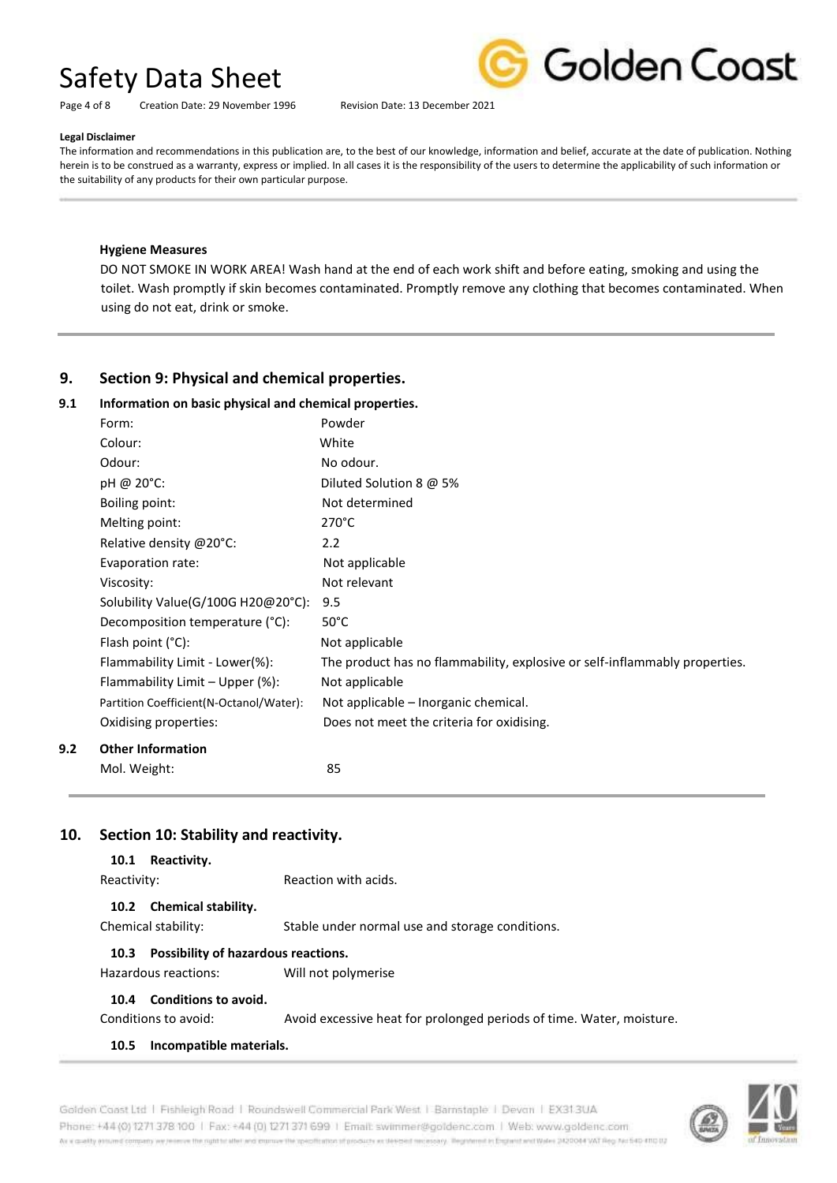**Legal Disclaimer**

The information and recommendations in this publication are, to the best of our knowledge, information and belief, accurate at the date of publication. Nothing herein is to be construed as a warranty, express or implied. In all cases it is the responsibility of the users to determine the applicability of such information or the suitability of any products for their own particular purpose.

**Hygiene Measures**

DO NOT SMOKE IN WORK AREA! Wash hand at the end of each work shift and before eating, smoking and using the toilet. Wash promptly if skin becomes contaminated. Promptly remove any clothing that becomes contaminated. When using do not eat, drink or smoke.

## 9. Section 9: Physical and chemical properties.

### 9.1 Information on basic physical and chemical properties.

| | |
|---|---|
| Form: | Powder |
| Colour: | White |
| Odour: | No odour. |
| pH @ 20°C: | Diluted Solution 8 @ 5% |
| Boiling point: | Not determined |
| Melting point: | 270°C |
| Relative density @20°C: | 2.2 |
| Evaporation rate: | Not applicable |
| Viscosity: | Not relevant |
| Solubility Value(G/100G H20@20°C): | 9.5 |
| Decomposition temperature (°C): | 50°C |
| Flash point (°C): | Not applicable |
| Flammability Limit - Lower(%): | The product has no flammability, explosive or self-inflammably properties. |
| Flammability Limit – Upper (%): | Not applicable |
| Partition Coefficient(N-Octanol/Water): | Not applicable – Inorganic chemical. |
| Oxidising properties: | Does not meet the criteria for oxidising. |

### 9.2 Other Information

| | |
|---|---|
| Mol. Weight: | 85 |

## 10. Section 10: Stability and reactivity.

### 10.1 Reactivity.

Reactivity: Reaction with acids.

### 10.2 Chemical stability.

Chemical stability: Stable under normal use and storage conditions.

### 10.3 Possibility of hazardous reactions.

Hazardous reactions: Will not polymerise

### 10.4 Conditions to avoid.

Conditions to avoid: Avoid excessive heat for prolonged periods of time. Water, moisture.

### 10.5 Incompatible materials.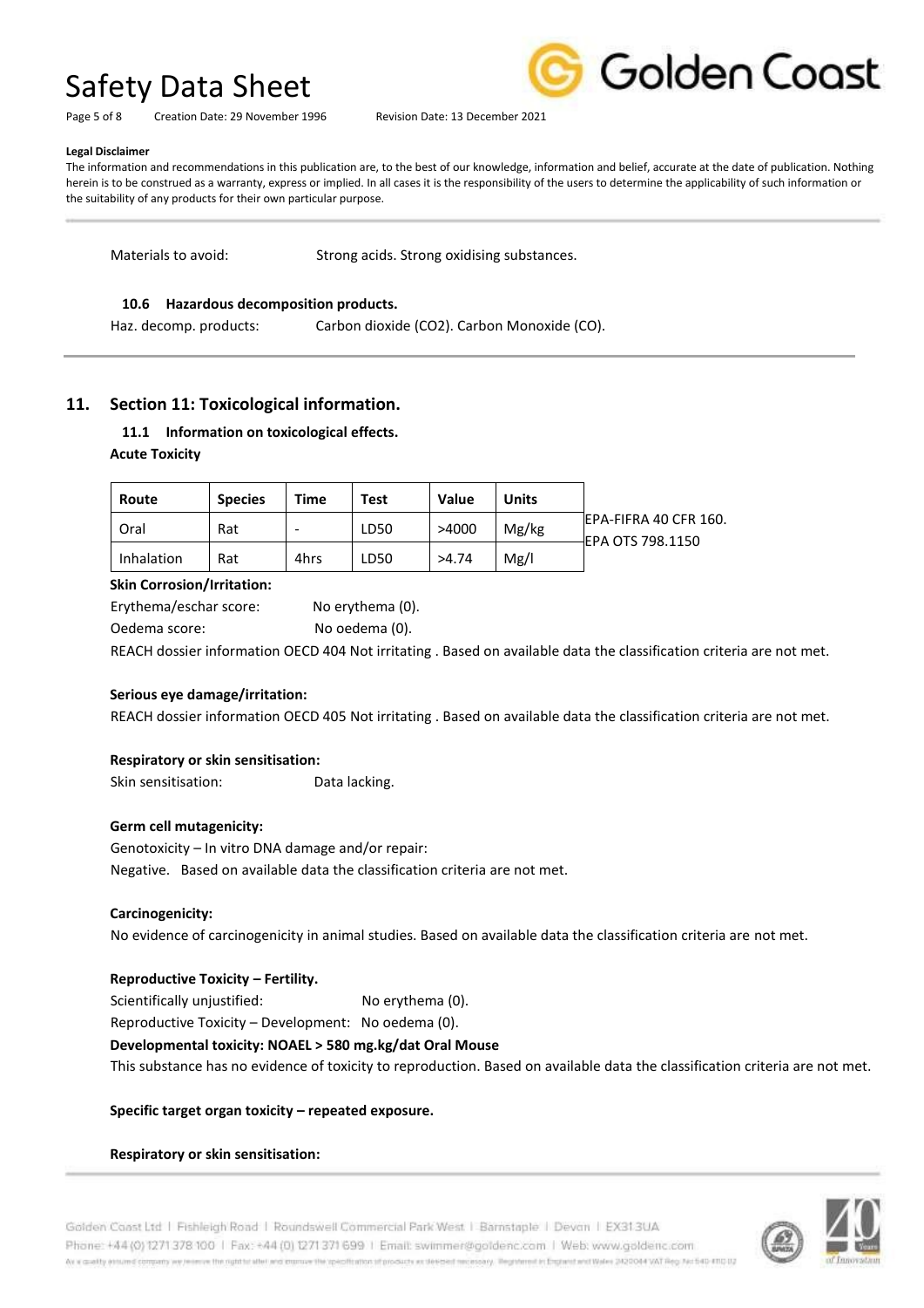**Legal Disclaimer**

The information and recommendations in this publication are, to the best of our knowledge, information and belief, accurate at the date of publication. Nothing herein is to be construed as a warranty, express or implied. In all cases it is the responsibility of the users to determine the applicability of such information or the suitability of any products for their own particular purpose.

Materials to avoid: Strong acids. Strong oxidising substances.

### 10.6 Hazardous decomposition products.

Haz. decomp. products: Carbon dioxide ($CO_2$). Carbon Monoxide (CO).

## 11. Section 11: Toxicological information.

### 11.1 Information on toxicological effects.

**Acute Toxicity**

| Route | Species | Time | Test | Value | Units | |
|---|---|---|---|---|---|---|
| Oral | Rat | - | LD50 | >4000 | Mg/kg | EPA-FIFRA 40 CFR 160. EPA OTS 798.1150 |
| Inhalation | Rat | 4hrs | LD50 | >4.74 | Mg/l | |

**Skin Corrosion/Irritation:**

Erythema/eschar score: No erythema (0).

Oedema score: No oedema (0).

REACH dossier information OECD 404 Not irritating . Based on available data the classification criteria are not met.

**Serious eye damage/irritation:**

REACH dossier information OECD 405 Not irritating . Based on available data the classification criteria are not met.

**Respiratory or skin sensitisation:**

Skin sensitisation: Data lacking.

**Germ cell mutagenicity:**

Genotoxicity – In vitro DNA damage and/or repair:

Negative. Based on available data the classification criteria are not met.

**Carcinogenicity:**

No evidence of carcinogenicity in animal studies. Based on available data the classification criteria are not met.

**Reproductive Toxicity – Fertility.**

Scientifically unjustified: No erythema (0).

Reproductive Toxicity – Development: No oedema (0).

**Developmental toxicity: NOAEL > 580 mg.kg/dat Oral Mouse**

This substance has no evidence of toxicity to reproduction. Based on available data the classification criteria are not met.

**Specific target organ toxicity – repeated exposure.**

**Respiratory or skin sensitisation:**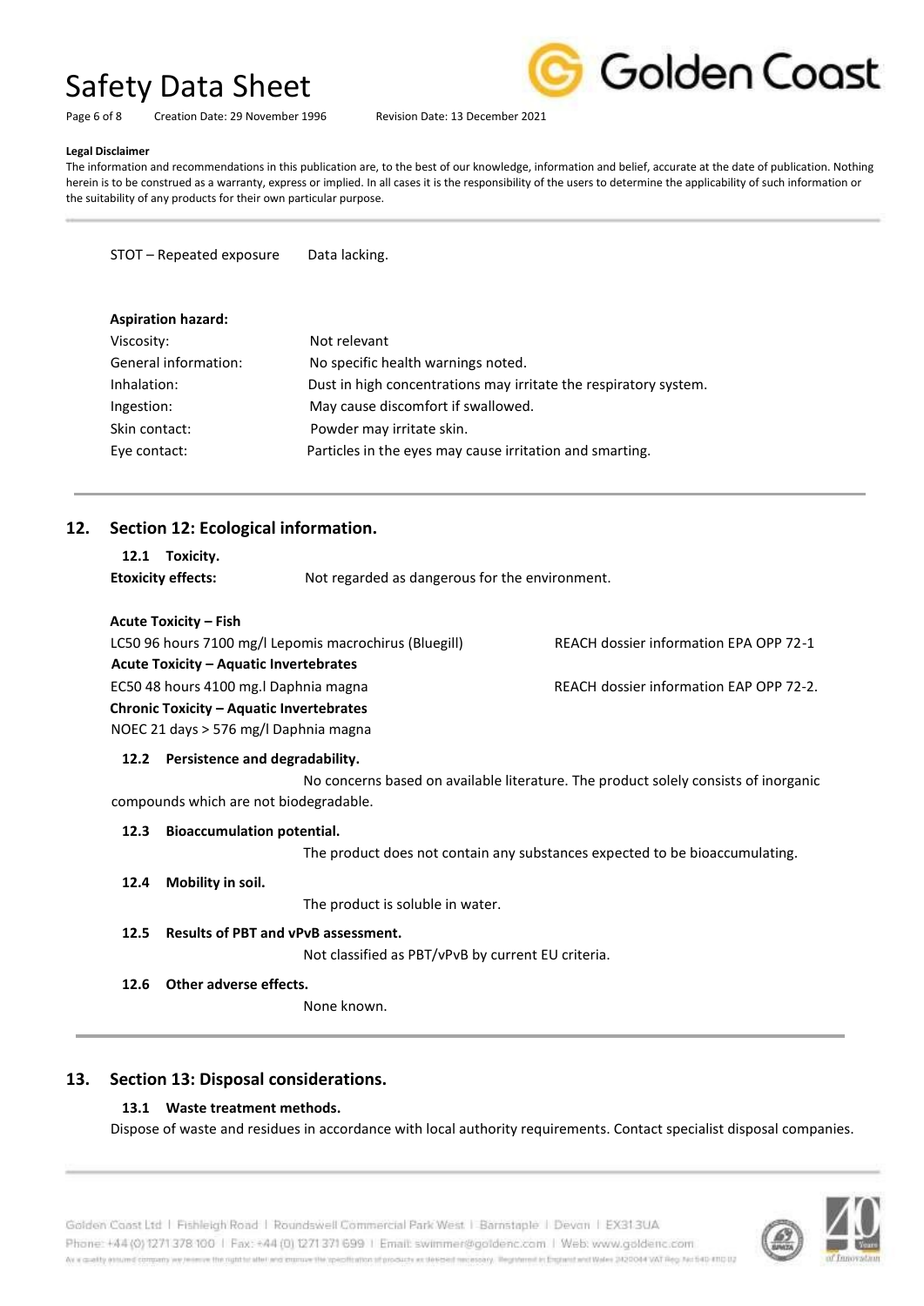**Legal Disclaimer**

The information and recommendations in this publication are, to the best of our knowledge, information and belief, accurate at the date of publication. Nothing herein is to be construed as a warranty, express or implied. In all cases it is the responsibility of the users to determine the applicability of such information or the suitability of any products for their own particular purpose.

STOT – Repeated exposure Data lacking.

**Aspiration hazard:**

| | |
|---|---|
| Viscosity: | Not relevant |
| General information: | No specific health warnings noted. |
| Inhalation: | Dust in high concentrations may irritate the respiratory system. |
| Ingestion: | May cause discomfort if swallowed. |
| Skin contact: | Powder may irritate skin. |
| Eye contact: | Particles in the eyes may cause irritation and smarting. |

## 12. Section 12: Ecological information.

### 12.1 Toxicity.

**Etoxicity effects:** Not regarded as dangerous for the environment.

**Acute Toxicity – Fish**

LC50 96 hours 7100 mg/l Lepomis macrochirus (Bluegill) REACH dossier information EPA OPP 72-1

**Acute Toxicity – Aquatic Invertebrates**

EC50 48 hours 4100 mg.l Daphnia magna REACH dossier information EAP OPP 72-2.

**Chronic Toxicity – Aquatic Invertebrates**

NOEC 21 days > 576 mg/l Daphnia magna

### 12.2 Persistence and degradability.

No concerns based on available literature. The product solely consists of inorganic compounds which are not biodegradable.

### 12.3 Bioaccumulation potential.

The product does not contain any substances expected to be bioaccumulating.

### 12.4 Mobility in soil.

The product is soluble in water.

### 12.5 Results of PBT and vPvB assessment.

Not classified as PBT/vPvB by current EU criteria.

### 12.6 Other adverse effects.

None known.

## 13. Section 13: Disposal considerations.

### 13.1 Waste treatment methods.

Dispose of waste and residues in accordance with local authority requirements. Contact specialist disposal companies.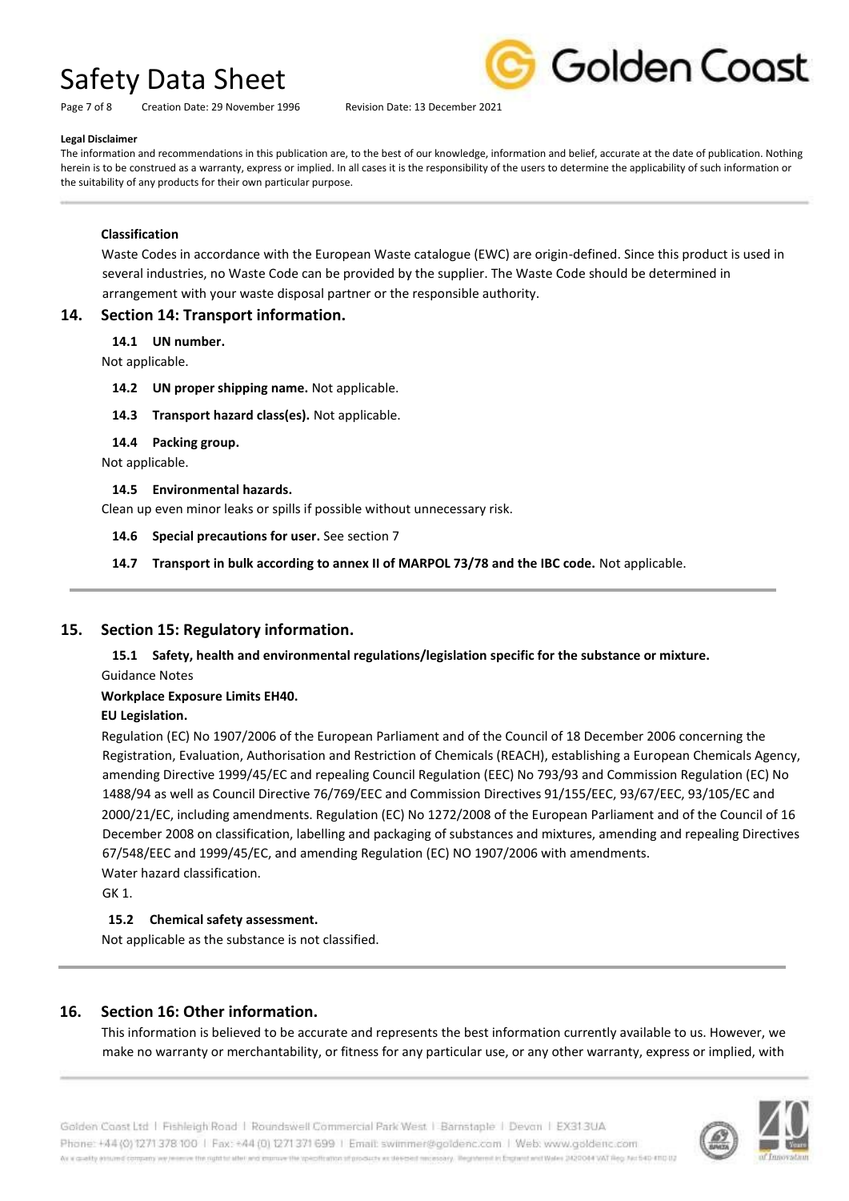**Legal Disclaimer**

The information and recommendations in this publication are, to the best of our knowledge, information and belief, accurate at the date of publication. Nothing herein is to be construed as a warranty, express or implied. In all cases it is the responsibility of the users to determine the applicability of such information or the suitability of any products for their own particular purpose.

**Classification**

Waste Codes in accordance with the European Waste catalogue (EWC) are origin-defined. Since this product is used in several industries, no Waste Code can be provided by the supplier. The Waste Code should be determined in arrangement with your waste disposal partner or the responsible authority.

## 14. Section 14: Transport information.

**14.1 UN number.**

Not applicable.

**14.2 UN proper shipping name.** Not applicable.

**14.3 Transport hazard class(es).** Not applicable.

**14.4 Packing group.**

Not applicable.

**14.5 Environmental hazards.**

Clean up even minor leaks or spills if possible without unnecessary risk.

**14.6 Special precautions for user.** See section 7

**14.7 Transport in bulk according to annex II of MARPOL 73/78 and the IBC code.** Not applicable.

## 15. Section 15: Regulatory information.

**15.1 Safety, health and environmental regulations/legislation specific for the substance or mixture.**

Guidance Notes

**Workplace Exposure Limits EH40.**

**EU Legislation.**

Regulation (EC) No 1907/2006 of the European Parliament and of the Council of 18 December 2006 concerning the Registration, Evaluation, Authorisation and Restriction of Chemicals (REACH), establishing a European Chemicals Agency, amending Directive 1999/45/EC and repealing Council Regulation (EEC) No 793/93 and Commission Regulation (EC) No 1488/94 as well as Council Directive 76/769/EEC and Commission Directives 91/155/EEC, 93/67/EEC, 93/105/EC and 2000/21/EC, including amendments. Regulation (EC) No 1272/2008 of the European Parliament and of the Council of 16 December 2008 on classification, labelling and packaging of substances and mixtures, amending and repealing Directives 67/548/EEC and 1999/45/EC, and amending Regulation (EC) NO 1907/2006 with amendments.

Water hazard classification.

GK 1.

**15.2 Chemical safety assessment.**

Not applicable as the substance is not classified.

## 16. Section 16: Other information.

This information is believed to be accurate and represents the best information currently available to us. However, we make no warranty or merchantability, or fitness for any particular use, or any other warranty, express or implied, with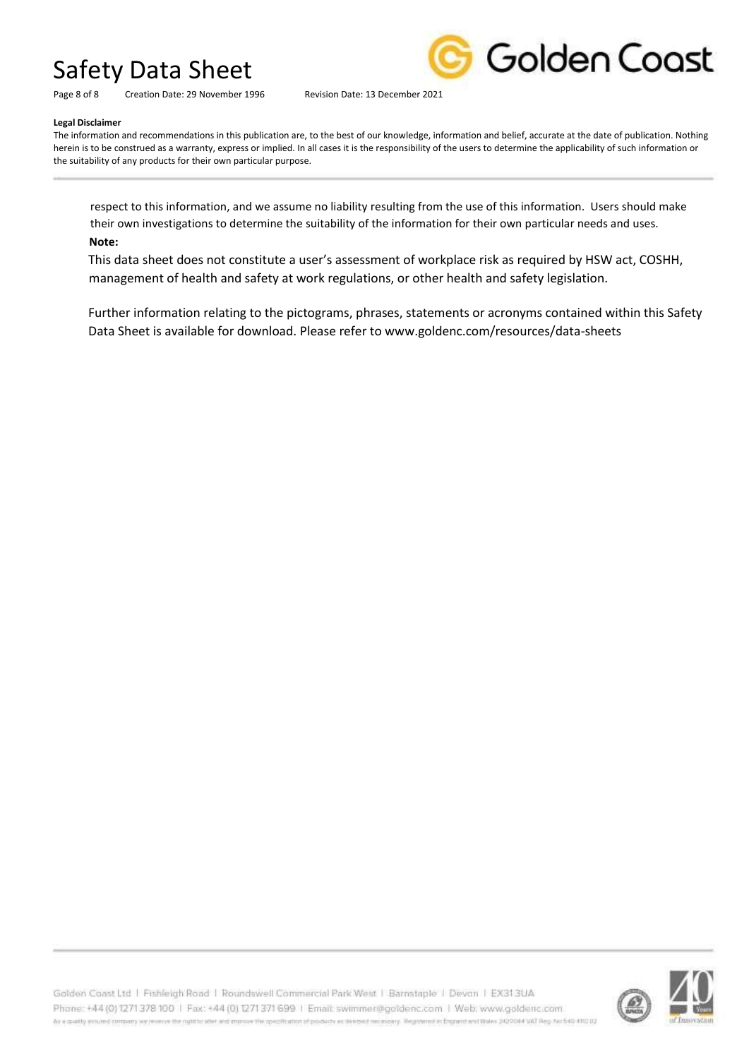respect to this information, and we assume no liability resulting from the use of this information. Users should make their own investigations to determine the suitability of the information for their own particular needs and uses.

**Note:**

This data sheet does not constitute a user's assessment of workplace risk as required by HSW act, COSHH, management of health and safety at work regulations, or other health and safety legislation.

Further information relating to the pictograms, phrases, statements or acronyms contained within this Safety Data Sheet is available for download. Please refer to www.goldenc.com/resources/data-sheets